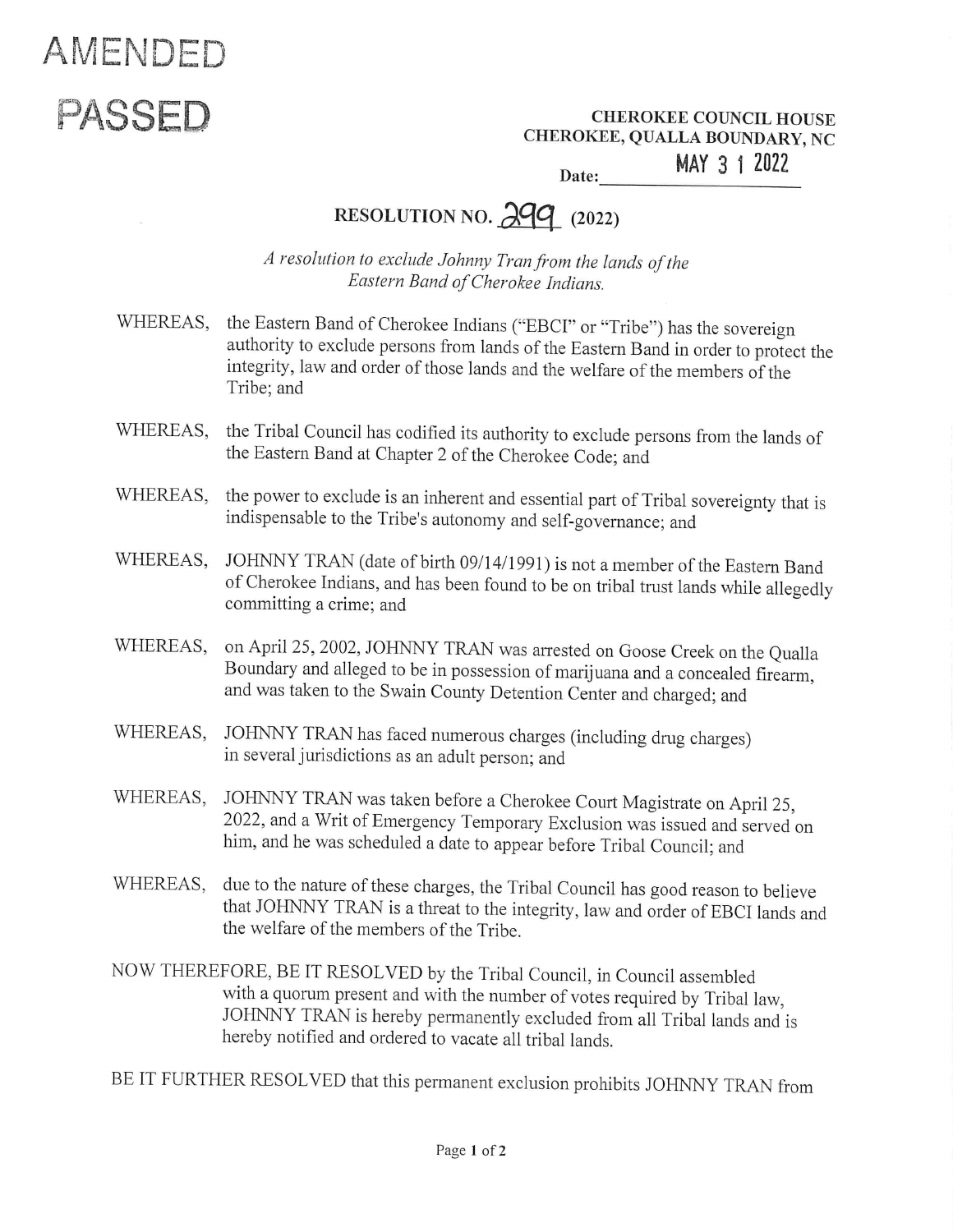AMENDED

PASSED

**CHEROKEE COUNCIL HOUSE**
**CHEROKEE, QUALLA BOUNDARY, NC**

**Date:** MAY 3 1 2022

# RESOLUTION NO. 299 (2022)

*A resolution to exclude Johnny Tran from the lands of the Eastern Band of Cherokee Indians.*

WHEREAS, the Eastern Band of Cherokee Indians ("EBCI" or "Tribe") has the sovereign authority to exclude persons from lands of the Eastern Band in order to protect the integrity, law and order of those lands and the welfare of the members of the Tribe; and

WHEREAS, the Tribal Council has codified its authority to exclude persons from the lands of the Eastern Band at Chapter 2 of the Cherokee Code; and

WHEREAS, the power to exclude is an inherent and essential part of Tribal sovereignty that is indispensable to the Tribe's autonomy and self-governance; and

WHEREAS, JOHNNY TRAN (date of birth 09/14/1991) is not a member of the Eastern Band of Cherokee Indians, and has been found to be on tribal trust lands while allegedly committing a crime; and

WHEREAS, on April 25, 2002, JOHNNY TRAN was arrested on Goose Creek on the Qualla Boundary and alleged to be in possession of marijuana and a concealed firearm, and was taken to the Swain County Detention Center and charged; and

WHEREAS, JOHNNY TRAN has faced numerous charges (including drug charges) in several jurisdictions as an adult person; and

WHEREAS, JOHNNY TRAN was taken before a Cherokee Court Magistrate on April 25, 2022, and a Writ of Emergency Temporary Exclusion was issued and served on him, and he was scheduled a date to appear before Tribal Council; and

WHEREAS, due to the nature of these charges, the Tribal Council has good reason to believe that JOHNNY TRAN is a threat to the integrity, law and order of EBCI lands and the welfare of the members of the Tribe.

NOW THEREFORE, BE IT RESOLVED by the Tribal Council, in Council assembled with a quorum present and with the number of votes required by Tribal law, JOHNNY TRAN is hereby permanently excluded from all Tribal lands and is hereby notified and ordered to vacate all tribal lands.

BE IT FURTHER RESOLVED that this permanent exclusion prohibits JOHNNY TRAN from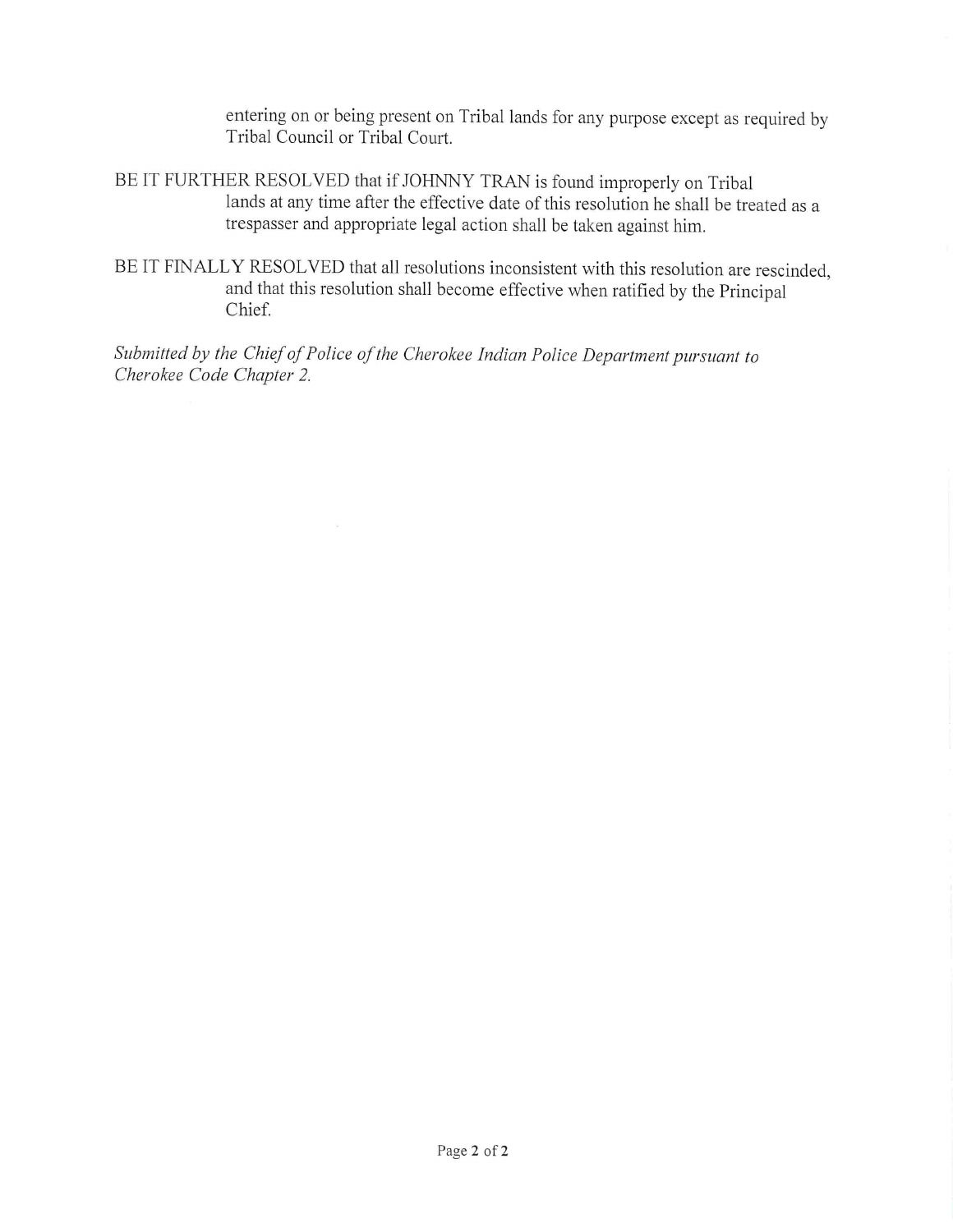entering on or being present on Tribal lands for any purpose except as required by Tribal Council or Tribal Court.

BE IT FURTHER RESOLVED that if JOHNNY TRAN is found improperly on Tribal lands at any time after the effective date of this resolution he shall be treated as a trespasser and appropriate legal action shall be taken against him.

BE IT FINALLY RESOLVED that all resolutions inconsistent with this resolution are rescinded, and that this resolution shall become effective when ratified by the Principal Chief.

*Submitted by the Chief of Police of the Cherokee Indian Police Department pursuant to Cherokee Code Chapter 2.*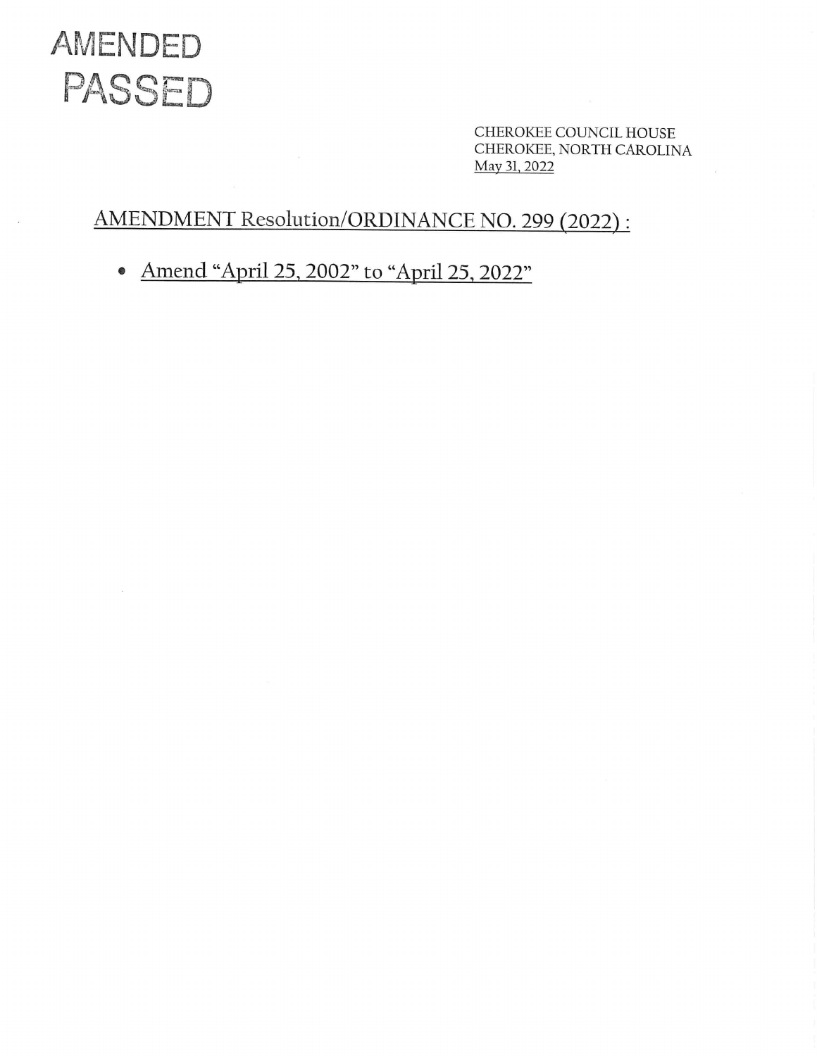AMENDED
PASSED

CHEROKEE COUNCIL HOUSE
CHEROKEE, NORTH CAROLINA
May 31, 2022

## AMENDMENT Resolution/ORDINANCE NO. 299 (2022) :

- Amend "April 25, 2002" to "April 25, 2022"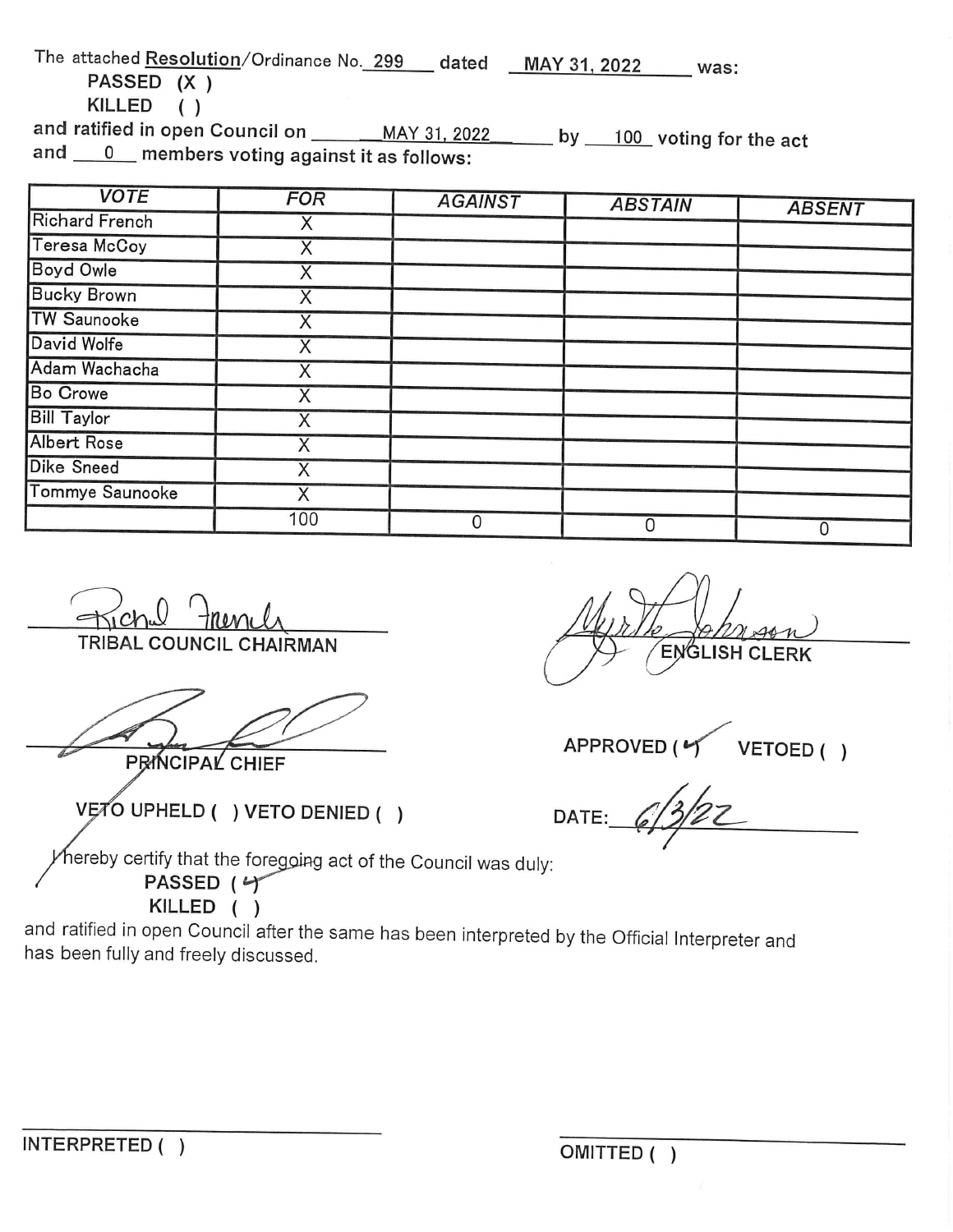The attached **Resolution**/Ordinance No. 299 dated MAY 31, 2022 was:

**PASSED (X )**

**KILLED ( )**

and ratified in open Council on MAY 31, 2022 by 100 voting for the act and 0 members voting against it as follows:

| VOTE | FOR | AGAINST | ABSTAIN | ABSENT |
|---|---|---|---|---|
| Richard French | X | | | |
| Teresa McCoy | X | | | |
| Boyd Owle | X | | | |
| Bucky Brown | X | | | |
| TW Saunooke | X | | | |
| David Wolfe | X | | | |
| Adam Wachacha | X | | | |
| Bo Crowe | X | | | |
| Bill Taylor | X | | | |
| Albert Rose | X | | | |
| Dike Sneed | X | | | |
| Tommye Saunooke | X | | | |
| | 100 | 0 | 0 | 0 |

Richard French
TRIBAL COUNCIL CHAIRMAN

Myrtle Johnson
ENGLISH CLERK

PRINCIPAL CHIEF

APPROVED (✓) VETOED ( )

VETO UPHELD ( ) VETO DENIED ( )

DATE: 6/3/22

I hereby certify that the foregoing act of the Council was duly:

PASSED (✓)

KILLED ( )

and ratified in open Council after the same has been interpreted by the Official Interpreter and has been fully and freely discussed.

INTERPRETED ( )

OMITTED ( )